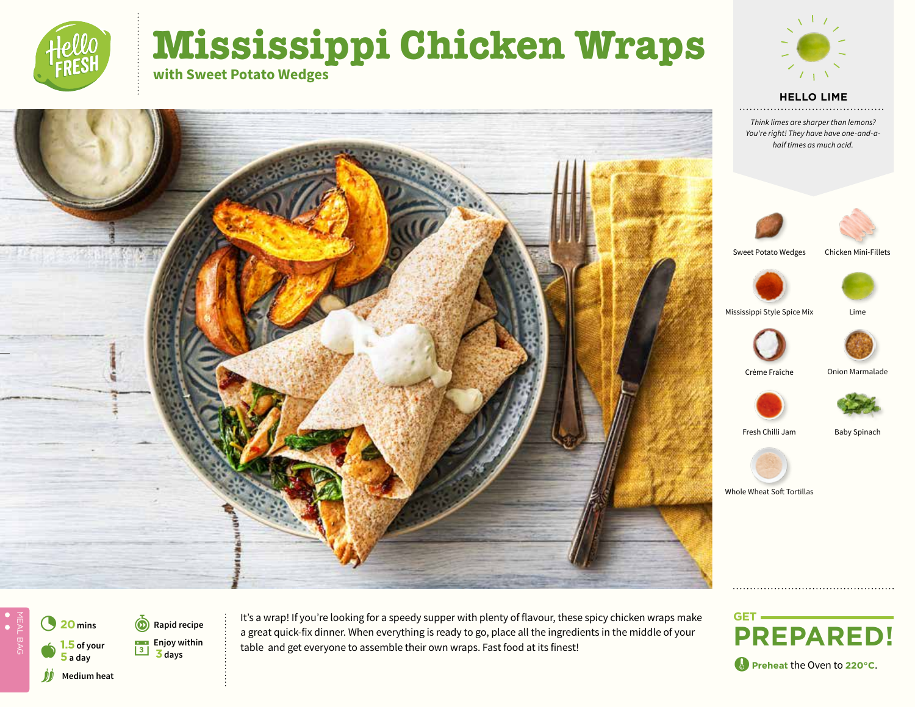# Mississippi Chicken Wraps

## with Sweet Potato Wedges

### HELLO LIME

*Think limes are sharper than lemons? You're right! They have have one-and-a-half times as much acid.*

- Sweet Potato Wedges
- Chicken Mini-Fillets
- Mississippi Style Spice Mix
- Lime
- Crème Fraîche
- Onion Marmalade
- Fresh Chilli Jam
- Baby Spinach
- Whole Wheat Soft Tortillas

MEAL BAG

- **20** mins
- **1.5** of your **5** a day
- Medium heat
- Rapid recipe
- Enjoy within **3** days

It's a wrap! If you're looking for a speedy supper with plenty of flavour, these spicy chicken wraps make a great quick-fix dinner. When everything is ready to go, place all the ingredients in the middle of your table and get everyone to assemble their own wraps. Fast food at its finest!

## GET PREPARED!

**Preheat** the Oven to **220°C**.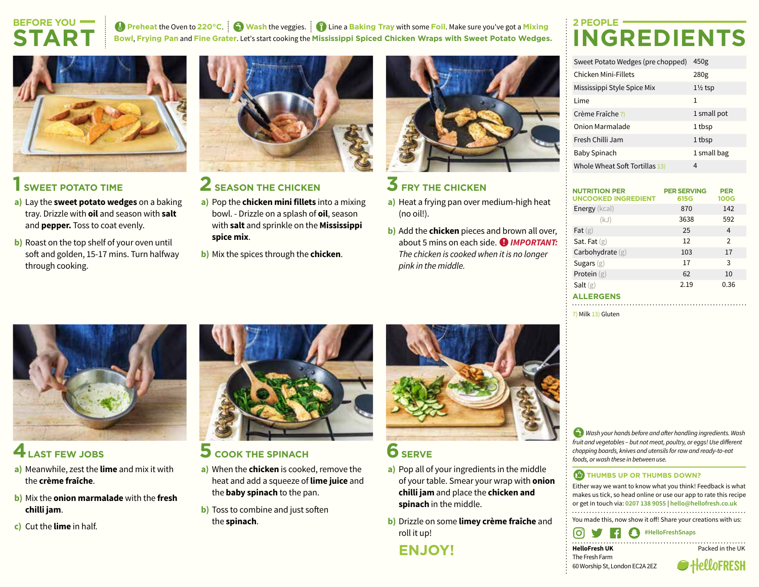# BEFORE YOU START

Preheat the Oven to 220°C. Wash the veggies. Line a Baking Tray with some Foil. Make sure you've got a Mixing Bowl, Frying Pan and Fine Grater. Let's start cooking the Mississippi Spiced Chicken Wraps with Sweet Potato Wedges.

## 1 SWEET POTATO TIME

a) Lay the **sweet potato wedges** on a baking tray. Drizzle with **oil** and season with **salt** and **pepper.** Toss to coat evenly.

b) Roast on the top shelf of your oven until soft and golden, 15-17 mins. Turn halfway through cooking.

## 2 SEASON THE CHICKEN

a) Pop the **chicken mini fillets** into a mixing bowl. - Drizzle on a splash of **oil**, season with **salt** and sprinkle on the **Mississippi spice mix**.

b) Mix the spices through the **chicken**.

## 3 FRY THE CHICKEN

a) Heat a frying pan over medium-high heat (no oil!).

b) Add the **chicken** pieces and brown all over, about 5 mins on each side. ***IMPORTANT:*** *The chicken is cooked when it is no longer pink in the middle.*

## 4 LAST FEW JOBS

a) Meanwhile, zest the **lime** and mix it with the **crème fraîche**.

b) Mix the **onion marmalade** with the **fresh chilli jam**.

c) Cut the **lime** in half.

## 5 COOK THE SPINACH

a) When the **chicken** is cooked, remove the heat and add a squeeze of **lime juice** and the **baby spinach** to the pan.

b) Toss to combine and just soften the **spinach**.

## 6 SERVE

a) Pop all of your ingredients in the middle of your table. Smear your wrap with **onion chilli jam** and place the **chicken and spinach** in the middle.

b) Drizzle on some **limey crème fraîche** and roll it up!

**ENJOY!**

# 2 PEOPLE INGREDIENTS

| | |
|---|---|
| Sweet Potato Wedges (pre chopped) | 450g |
| Chicken Mini-Fillets | 280g |
| Mississippi Style Spice Mix | 1½ tsp |
| Lime | 1 |
| Crème Fraîche 7) | 1 small pot |
| Onion Marmalade | 1 tbsp |
| Fresh Chilli Jam | 1 tbsp |
| Baby Spinach | 1 small bag |
| Whole Wheat Soft Tortillas 13) | 4 |

| NUTRITION PER UNCOOKED INGREDIENT | PER SERVING 615G | PER 100G |
|---|---|---|
| Energy (kcal) | 870 | 142 |
| (kJ) | 3638 | 592 |
| Fat (g) | 25 | 4 |
| Sat. Fat (g) | 12 | 2 |
| Carbohydrate (g) | 103 | 17 |
| Sugars (g) | 17 | 3 |
| Protein (g) | 62 | 10 |
| Salt (g) | 2.19 | 0.36 |

**ALLERGENS**

7) Milk 13) Gluten

*Wash your hands before and after handling ingredients. Wash fruit and vegetables – but not meat, poultry, or eggs! Use different chopping boards, knives and utensils for raw and ready-to-eat foods, or wash these in between use.*

**THUMBS UP OR THUMBS DOWN?**

Either way we want to know what you think! Feedback is what makes us tick, so head online or use our app to rate this recipe or get in touch via: 0207 138 9055 | hello@hellofresh.co.uk

You made this, now show it off! Share your creations with us: #HelloFreshSnaps

**HelloFresh UK**
The Fresh Farm
60 Worship St, London EC2A 2EZ

Packed in the UK

HelloFRESH